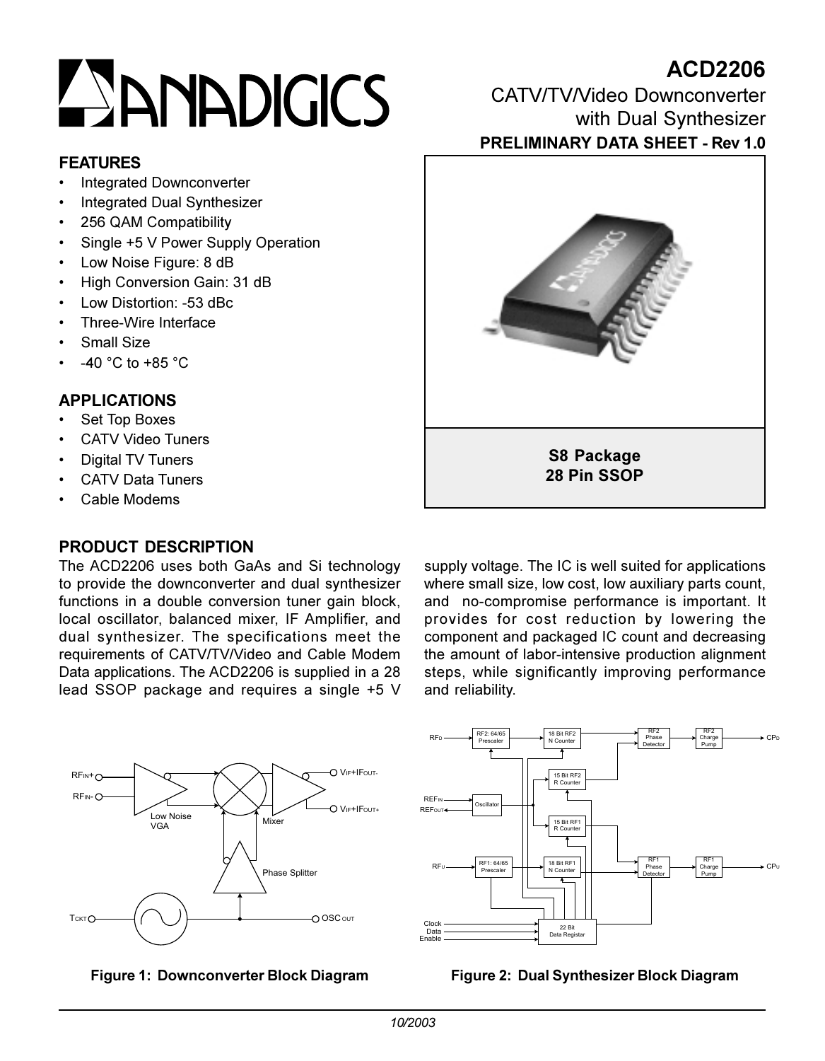# ACD2206

CATV/TV/Video Downconverter with Dual Synthesizer

**PRELIMINARY DATA SHEET - Rev 1.0**

## FEATURES

- Integrated Downconverter
- Integrated Dual Synthesizer
- 256 QAM Compatibility
- Single +5 V Power Supply Operation
- Low Noise Figure: 8 dB
- High Conversion Gain: 31 dB
- Low Distortion: -53 dBc
- Three-Wire Interface
- Small Size
- -40 °C to +85 °C

## APPLICATIONS

- Set Top Boxes
- CATV Video Tuners
- Digital TV Tuners
- CATV Data Tuners
- Cable Modems

**S8 Package**
**28 Pin SSOP**

## PRODUCT DESCRIPTION

The ACD2206 uses both GaAs and Si technology to provide the downconverter and dual synthesizer functions in a double conversion tuner gain block, local oscillator, balanced mixer, IF Amplifier, and dual synthesizer. The specifications meet the requirements of CATV/TV/Video and Cable Modem Data applications. The ACD2206 is supplied in a 28 lead SSOP package and requires a single +5 V supply voltage. The IC is well suited for applications where small size, low cost, low auxiliary parts count, and no-compromise performance is important. It provides for cost reduction by lowering the component and packaged IC count and decreasing the amount of labor-intensive production alignment steps, while significantly improving performance and reliability.

**Figure 1: Downconverter Block Diagram**

**Figure 2: Dual Synthesizer Block Diagram**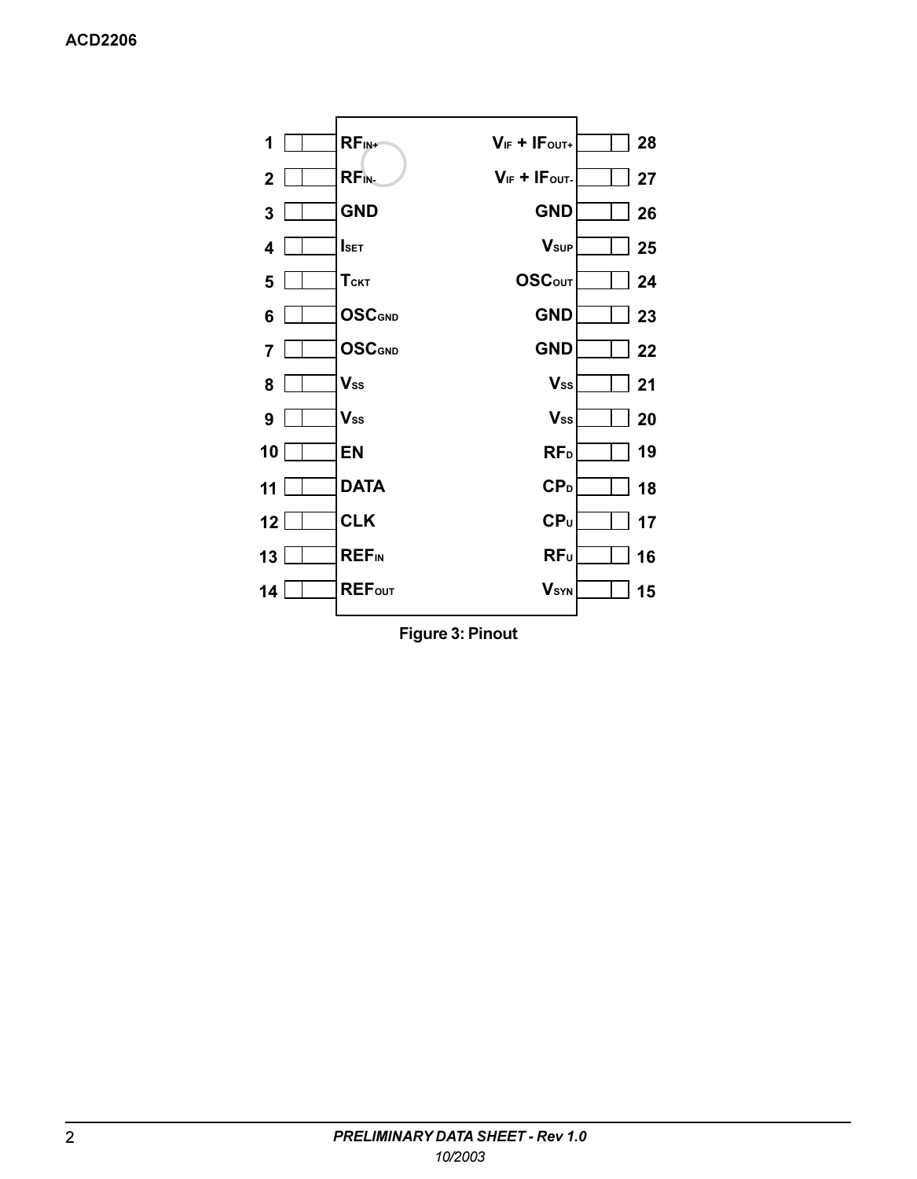| Pin | Name | Pin | Name |
|---|---|---|---|
| 1 | $RF_{IN+}$ | 28 | $V_{IF}$ + $IF_{OUT+}$ |
| 2 | $RF_{IN-}$ | 27 | $V_{IF}$ + $IF_{OUT-}$ |
| 3 | GND | 26 | GND |
| 4 | $I_{SET}$ | 25 | $V_{SUP}$ |
| 5 | $T_{CKT}$ | 24 | $OSC_{OUT}$ |
| 6 | $OSC_{GND}$ | 23 | GND |
| 7 | $OSC_{GND}$ | 22 | GND |
| 8 | $V_{SS}$ | 21 | $V_{SS}$ |
| 9 | $V_{SS}$ | 20 | $V_{SS}$ |
| 10 | EN | 19 | $RF_D$ |
| 11 | DATA | 18 | $CP_D$ |
| 12 | CLK | 17 | $CP_U$ |
| 13 | $REF_{IN}$ | 16 | $RF_U$ |
| 14 | $REF_{OUT}$ | 15 | $V_{SYN}$ |

**Figure 3: Pinout**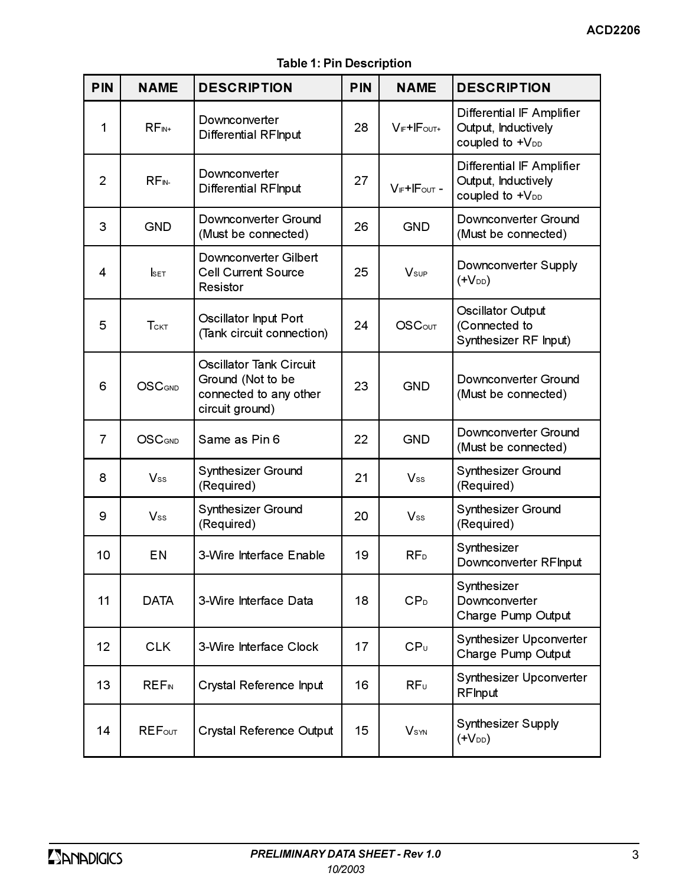**Table 1: Pin Description**

| PIN | NAME | DESCRIPTION | PIN | NAME | DESCRIPTION |
|---|---|---|---|---|---|
| 1 | $RF_{IN+}$ | Downconverter Differential RFInput | 28 | $V_{IF}+IF_{OUT+}$ | Differential IF Amplifier Output, Inductively coupled to $+V_{DD}$ |
| 2 | $RF_{IN-}$ | Downconverter Differential RFInput | 27 | $V_{IF}+IF_{OUT}$ - | Differential IF Amplifier Output, Inductively coupled to $+V_{DD}$ |
| 3 | GND | Downconverter Ground (Must be connected) | 26 | GND | Downconverter Ground (Must be connected) |
| 4 | $I_{SET}$ | Downconverter Gilbert Cell Current Source Resistor | 25 | $V_{SUP}$ | Downconverter Supply ($+V_{DD}$) |
| 5 | $T_{CKT}$ | Oscillator Input Port (Tank circuit connection) | 24 | $OSC_{OUT}$ | Oscillator Output (Connected to Synthesizer RF Input) |
| 6 | $OSC_{GND}$ | Oscillator Tank Circuit Ground (Not to be connected to any other circuit ground) | 23 | GND | Downconverter Ground (Must be connected) |
| 7 | $OSC_{GND}$ | Same as Pin 6 | 22 | GND | Downconverter Ground (Must be connected) |
| 8 | $V_{SS}$ | Synthesizer Ground (Required) | 21 | $V_{SS}$ | Synthesizer Ground (Required) |
| 9 | $V_{SS}$ | Synthesizer Ground (Required) | 20 | $V_{SS}$ | Synthesizer Ground (Required) |
| 10 | EN | 3-Wire Interface Enable | 19 | $RF_{D}$ | Synthesizer Downconverter RFInput |
| 11 | DATA | 3-Wire Interface Data | 18 | $CP_{D}$ | Synthesizer Downconverter Charge Pump Output |
| 12 | CLK | 3-Wire Interface Clock | 17 | $CP_{U}$ | Synthesizer Upconverter Charge Pump Output |
| 13 | $REF_{IN}$ | Crystal Reference Input | 16 | $RF_{U}$ | Synthesizer Upconverter RFInput |
| 14 | $REF_{OUT}$ | Crystal Reference Output | 15 | $V_{SYN}$ | Synthesizer Supply ($+V_{DD}$) |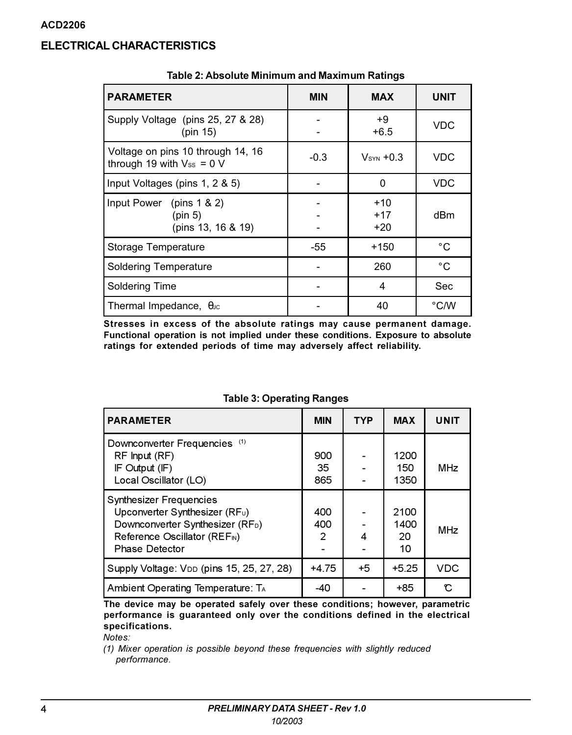## ELECTRICAL CHARACTERISTICS

**Table 2: Absolute Minimum and Maximum Ratings**

| PARAMETER | MIN | MAX | UNIT |
|---|---|---|---|
| Supply Voltage (pins 25, 27 & 28)<br>(pin 15) | -<br>- | +9<br>+6.5 | VDC |
| Voltage on pins 10 through 14, 16 through 19 with $V_{SS}$ = 0 V | -0.3 | $V_{SYN}$ +0.3 | VDC |
| Input Voltages (pins 1, 2 & 5) | - | 0 | VDC |
| Input Power (pins 1 & 2)<br>(pin 5)<br>(pins 13, 16 & 19) | -<br>-<br>- | +10<br>+17<br>+20 | dBm |
| Storage Temperature | -55 | +150 | °C |
| Soldering Temperature | - | 260 | °C |
| Soldering Time | - | 4 | Sec |
| Thermal Impedance, $\theta_{JC}$ | - | 40 | °C/W |

**Stresses in excess of the absolute ratings may cause permanent damage. Functional operation is not implied under these conditions. Exposure to absolute ratings for extended periods of time may adversely affect reliability.**

**Table 3: Operating Ranges**

| PARAMETER | MIN | TYP | MAX | UNIT |
|---|---|---|---|---|
| Downconverter Frequencies (1)<br>RF Input (RF)<br>IF Output (IF)<br>Local Oscillator (LO) | <br>900<br>35<br>865 | <br>-<br>-<br>- | <br>1200<br>150<br>1350 | MHz |
| Synthesizer Frequencies<br>Upconverter Synthesizer ($RF_U$)<br>Downconverter Synthesizer ($RF_D$)<br>Reference Oscillator ($REF_{IN}$)<br>Phase Detector | <br>400<br>400<br>2<br>- | <br>-<br>-<br>4<br>- | <br>2100<br>1400<br>20<br>10 | MHz |
| Supply Voltage: $V_{DD}$ (pins 15, 25, 27, 28) | +4.75 | +5 | +5.25 | VDC |
| Ambient Operating Temperature: $T_A$ | -40 | - | +85 | °C |

**The device may be operated safely over these conditions; however, parametric performance is guaranteed only over the conditions defined in the electrical specifications.**

*Notes:*

*(1) Mixer operation is possible beyond these frequencies with slightly reduced performance.*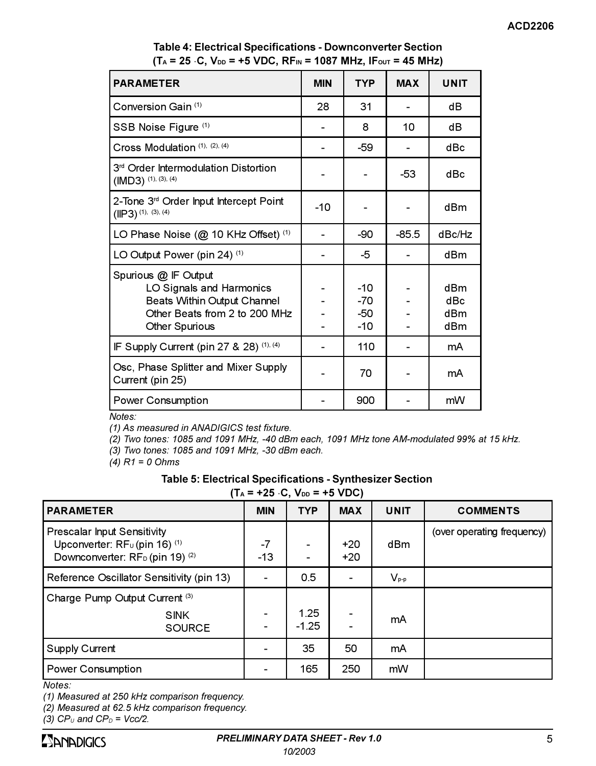**Table 4: Electrical Specifications - Downconverter Section**
**($T_A$ = 25 °C, $V_{DD}$ = +5 VDC, $RF_{IN}$ = 1087 MHz, $IF_{OUT}$ = 45 MHz)**

| PARAMETER | MIN | TYP | MAX | UNIT |
|---|---|---|---|---|
| Conversion Gain [(1)] | 28 | 31 | - | dB |
| SSB Noise Figure [(1)] | - | 8 | 10 | dB |
| Cross Modulation [(1), (2), (4)] | - | -59 | - | dBc |
| 3rd Order Intermodulation Distortion (IMD3) [(1), (3), (4)] | - | - | -53 | dBc |
| 2-Tone 3rd Order Input Intercept Point (IIP3) [(1), (3), (4)] | -10 | - | - | dBm |
| LO Phase Noise (@ 10 KHz Offset) [(1)] | - | -90 | -85.5 | dBc/Hz |
| LO Output Power (pin 24) [(1)] | - | -5 | - | dBm |
| Spurious @ IF Output<br>LO Signals and Harmonics<br>Beats Within Output Channel<br>Other Beats from 2 to 200 MHz<br>Other Spurious | <br>-<br>-<br>-<br>- | <br>-10<br>-70<br>-50<br>-10 | <br>-<br>-<br>-<br>- | <br>dBm<br>dBc<br>dBm<br>dBm |
| IF Supply Current (pin 27 & 28) [(1), (4)] | - | 110 | - | mA |
| Osc, Phase Splitter and Mixer Supply Current (pin 25) | - | 70 | - | mA |
| Power Consumption | - | 900 | - | mW |

*Notes:*
*(1) As measured in ANADIGICS test fixture.*
*(2) Two tones: 1085 and 1091 MHz, -40 dBm each, 1091 MHz tone AM-modulated 99% at 15 kHz.*
*(3) Two tones: 1085 and 1091 MHz, -30 dBm each.*
*(4) R1 = 0 Ohms*

**Table 5: Electrical Specifications - Synthesizer Section**
**($T_A$ = +25 °C, $V_{DD}$ = +5 VDC)**

| PARAMETER | MIN | TYP | MAX | UNIT | COMMENTS |
|---|---|---|---|---|---|
| Prescalar Input Sensitivity<br>Upconverter: $RF_U$ (pin 16) [(1)]<br>Downconverter: $RF_D$ (pin 19) [(2)] | <br>-7<br>-13 | <br>-<br>- | <br>+20<br>+20 | dBm | (over operating frequency) |
| Reference Oscillator Sensitivity (pin 13) | - | 0.5 | - | $V_{p-p}$ | |
| Charge Pump Output Current [(3)]<br>SINK<br>SOURCE | <br>-<br>- | <br>1.25<br>-1.25 | <br>-<br>- | mA | |
| Supply Current | - | 35 | 50 | mA | |
| Power Consumption | - | 165 | 250 | mW | |

*Notes:*
*(1) Measured at 250 kHz comparison frequency.*
*(2) Measured at 62.5 kHz comparison frequency.*
*(3) $CP_U$ and $CP_D$ = Vcc/2.*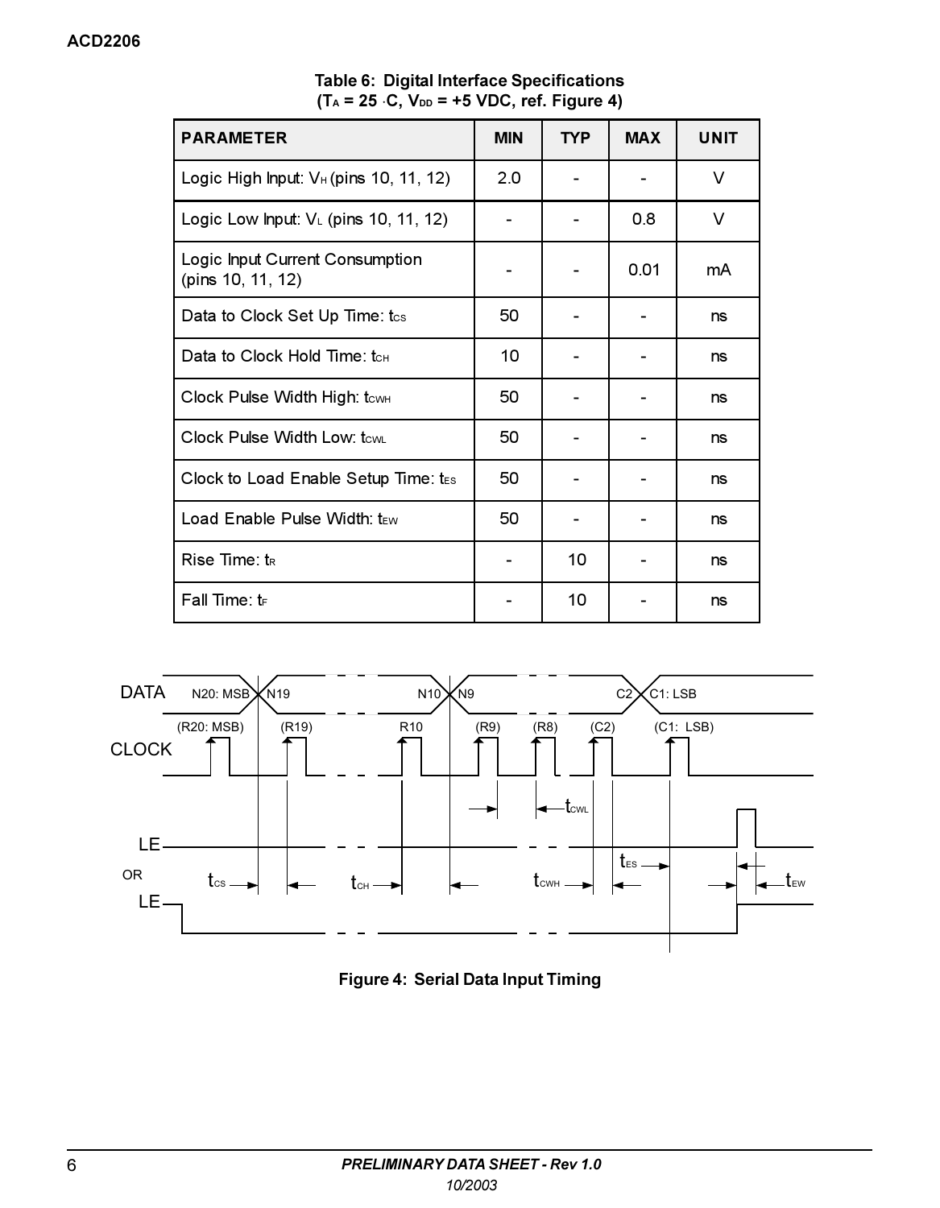**Table 6: Digital Interface Specifications**
**($T_A$ = 25 ·C, $V_{DD}$ = +5 VDC, ref. Figure 4)**

| PARAMETER | MIN | TYP | MAX | UNIT |
|---|---|---|---|---|
| Logic High Input: $V_H$ (pins 10, 11, 12) | 2.0 | - | - | V |
| Logic Low Input: $V_L$ (pins 10, 11, 12) | - | - | 0.8 | V |
| Logic Input Current Consumption (pins 10, 11, 12) | - | - | 0.01 | mA |
| Data to Clock Set Up Time: $t_{CS}$ | 50 | - | - | ns |
| Data to Clock Hold Time: $t_{CH}$ | 10 | - | - | ns |
| Clock Pulse Width High: $t_{CWH}$ | 50 | - | - | ns |
| Clock Pulse Width Low: $t_{CWL}$ | 50 | - | - | ns |
| Clock to Load Enable Setup Time: $t_{ES}$ | 50 | - | - | ns |
| Load Enable Pulse Width: $t_{EW}$ | 50 | - | - | ns |
| Rise Time: $t_R$ | - | 10 | - | ns |
| Fall Time: $t_F$ | - | 10 | - | ns |

DATA: N20: MSB, N19, N10, N9, C2, C1: LSB

CLOCK: (R20: MSB), (R19), R10, (R9), (R8), (C2), (C1: LSB)

LE OR LE

$t_{CS}$, $t_{CH}$, $t_{CWH}$, $t_{CWL}$, $t_{ES}$, $t_{EW}$

**Figure 4: Serial Data Input Timing**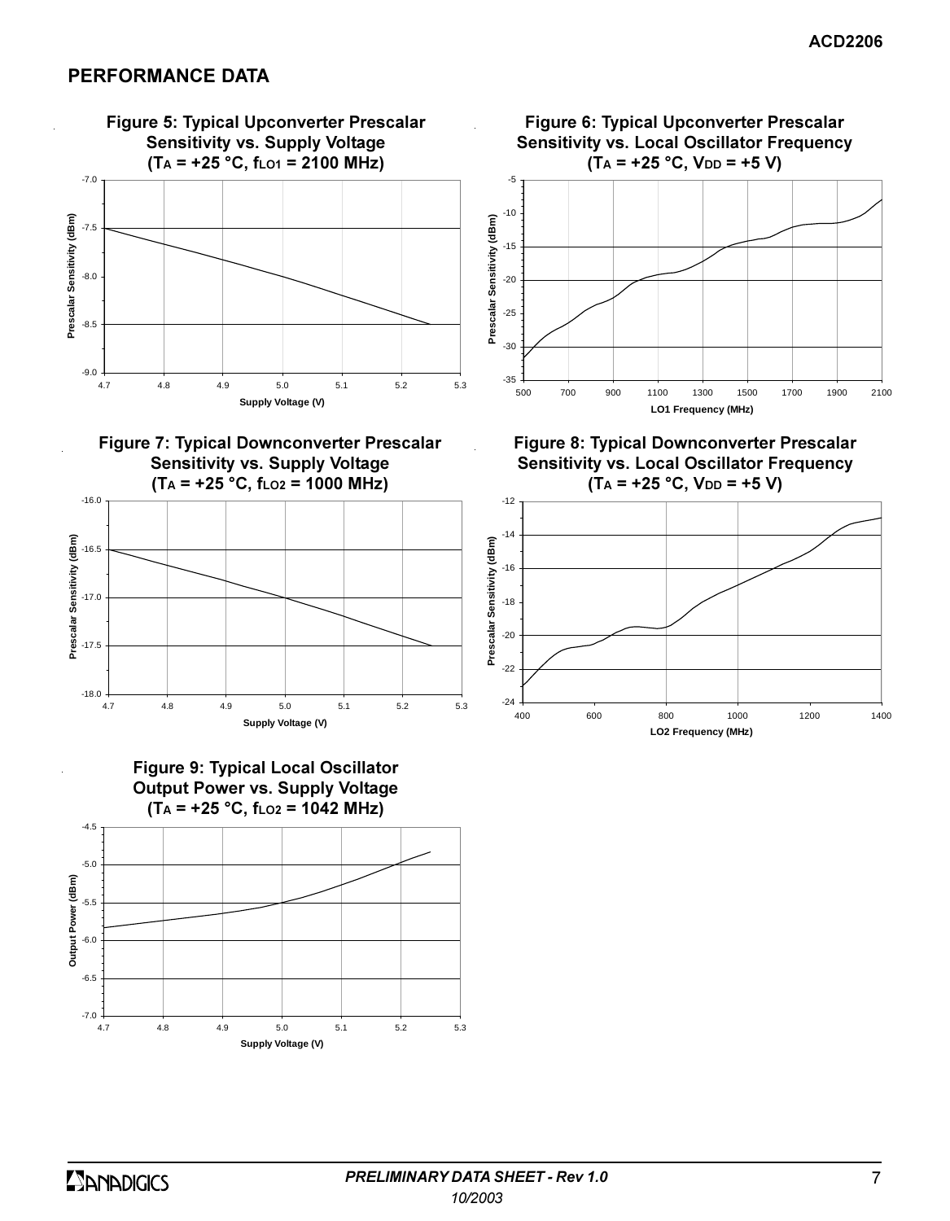## PERFORMANCE DATA

**Figure 5: Typical Upconverter Prescalar Sensitivity vs. Supply Voltage ($T_A$ = +25 °C, $f_{LO1}$ = 2100 MHz)**

**Figure 6: Typical Upconverter Prescalar Sensitivity vs. Local Oscillator Frequency ($T_A$ = +25 °C, $V_{DD}$ = +5 V)**

**Figure 7: Typical Downconverter Prescalar Sensitivity vs. Supply Voltage ($T_A$ = +25 °C, $f_{LO2}$ = 1000 MHz)**

**Figure 8: Typical Downconverter Prescalar Sensitivity vs. Local Oscillator Frequency ($T_A$ = +25 °C, $V_{DD}$ = +5 V)**

**Figure 9: Typical Local Oscillator Output Power vs. Supply Voltage ($T_A$ = +25 °C, $f_{LO2}$ = 1042 MHz)**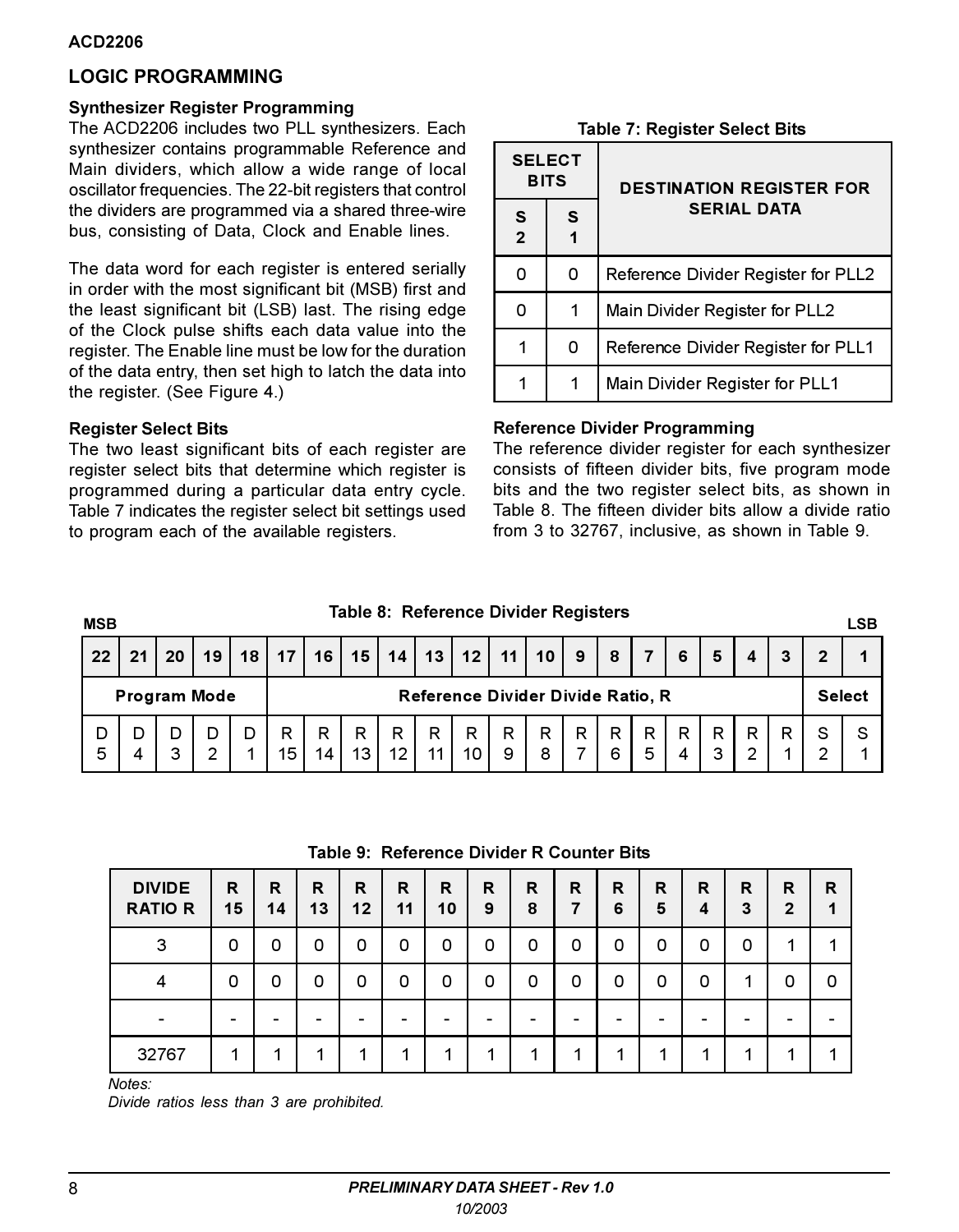## LOGIC PROGRAMMING

### Synthesizer Register Programming

The ACD2206 includes two PLL synthesizers. Each synthesizer contains programmable Reference and Main dividers, which allow a wide range of local oscillator frequencies. The 22-bit registers that control the dividers are programmed via a shared three-wire bus, consisting of Data, Clock and Enable lines.

The data word for each register is entered serially in order with the most significant bit (MSB) first and the least significant bit (LSB) last. The rising edge of the Clock pulse shifts each data value into the register. The Enable line must be low for the duration of the data entry, then set high to latch the data into the register. (See Figure 4.)

### Register Select Bits

The two least significant bits of each register are register select bits that determine which register is programmed during a particular data entry cycle. Table 7 indicates the register select bit settings used to program each of the available registers.

**Table 7: Register Select Bits**

| SELECT BITS | | DESTINATION REGISTER FOR SERIAL DATA |
|---|---|---|
| S2 | S1 | |
| 0 | 0 | Reference Divider Register for PLL2 |
| 0 | 1 | Main Divider Register for PLL2 |
| 1 | 0 | Reference Divider Register for PLL1 |
| 1 | 1 | Main Divider Register for PLL1 |

### Reference Divider Programming

The reference divider register for each synthesizer consists of fifteen divider bits, five program mode bits and the two register select bits, as shown in Table 8. The fifteen divider bits allow a divide ratio from 3 to 32767, inclusive, as shown in Table 9.

**Table 8: Reference Divider Registers**

MSB ... LSB

| 22 | 21 | 20 | 19 | 18 | 17 | 16 | 15 | 14 | 13 | 12 | 11 | 10 | 9 | 8 | 7 | 6 | 5 | 4 | 3 | 2 | 1 |
|---|---|---|---|---|---|---|---|---|---|---|---|---|---|---|---|---|---|---|---|---|---|
| Program Mode | | | | | Reference Divider Divide Ratio, R | | | | | | | | | | | | | | | Select | |
| D5 | D4 | D3 | D2 | D1 | R15 | R14 | R13 | R12 | R11 | R10 | R9 | R8 | R7 | R6 | R5 | R4 | R3 | R2 | R1 | S2 | S1 |

**Table 9: Reference Divider R Counter Bits**

| DIVIDE RATIO R | R15 | R14 | R13 | R12 | R11 | R10 | R9 | R8 | R7 | R6 | R5 | R4 | R3 | R2 | R1 |
|---|---|---|---|---|---|---|---|---|---|---|---|---|---|---|---|
| 3 | 0 | 0 | 0 | 0 | 0 | 0 | 0 | 0 | 0 | 0 | 0 | 0 | 0 | 1 | 1 |
| 4 | 0 | 0 | 0 | 0 | 0 | 0 | 0 | 0 | 0 | 0 | 0 | 0 | 1 | 0 | 0 |
| - | - | - | - | - | - | - | - | - | - | - | - | - | - | - | - |
| 32767 | 1 | 1 | 1 | 1 | 1 | 1 | 1 | 1 | 1 | 1 | 1 | 1 | 1 | 1 | 1 |

*Notes:*
*Divide ratios less than 3 are prohibited.*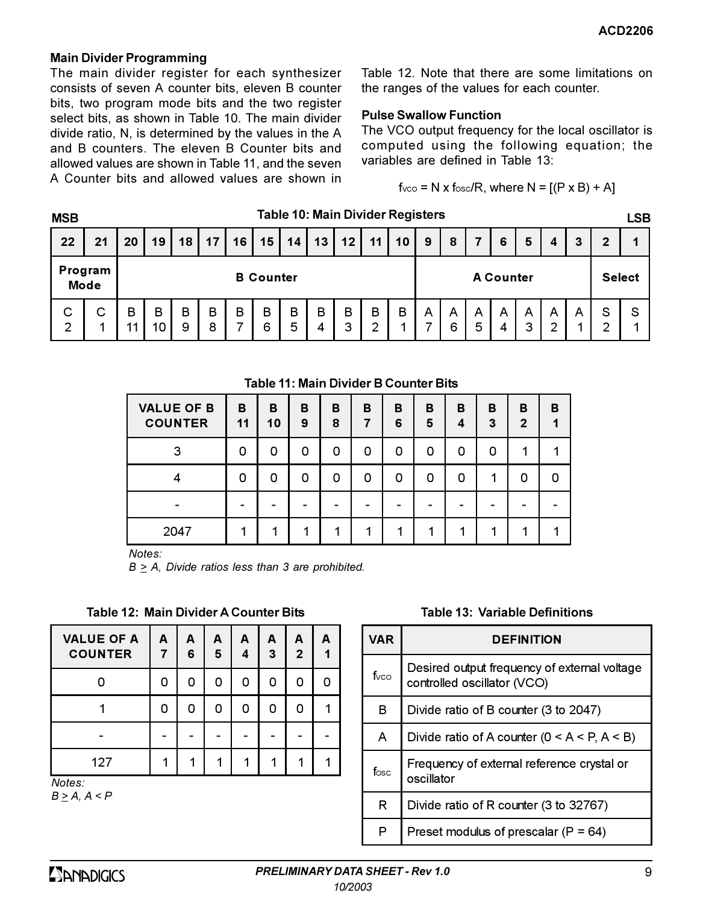### Main Divider Programming

The main divider register for each synthesizer consists of seven A counter bits, eleven B counter bits, two program mode bits and the two register select bits, as shown in Table 10. The main divider divide ratio, N, is determined by the values in the A and B counters. The eleven B Counter bits and allowed values are shown in Table 11, and the seven A Counter bits and allowed values are shown in Table 12. Note that there are some limitations on the ranges of the values for each counter.

### Pulse Swallow Function

The VCO output frequency for the local oscillator is computed using the following equation; the variables are defined in Table 13:

$$f_{VCO} = N \times f_{OSC}/R, \text{ where } N = [(P \times B) + A]$$

**Table 10: Main Divider Registers**

| MSB 22 | 21 | 20 | 19 | 18 | 17 | 16 | 15 | 14 | 13 | 12 | 11 | 10 | 9 | 8 | 7 | 6 | 5 | 4 | 3 | 2 | LSB 1 |
|---|---|---|---|---|---|---|---|---|---|---|---|---|---|---|---|---|---|---|---|---|---|
| Program Mode | | B Counter | | | | | | | | | | | A Counter | | | | | | | Select | |
| C2 | C1 | B11 | B10 | B9 | B8 | B7 | B6 | B5 | B4 | B3 | B2 | B1 | A7 | A6 | A5 | A4 | A3 | A2 | A1 | S2 | S1 |

**Table 11: Main Divider B Counter Bits**

| VALUE OF B COUNTER | B11 | B10 | B9 | B8 | B7 | B6 | B5 | B4 | B3 | B2 | B1 |
|---|---|---|---|---|---|---|---|---|---|---|---|
| 3 | 0 | 0 | 0 | 0 | 0 | 0 | 0 | 0 | 0 | 1 | 1 |
| 4 | 0 | 0 | 0 | 0 | 0 | 0 | 0 | 0 | 1 | 0 | 0 |
| - | - | - | - | - | - | - | - | - | - | - | - |
| 2047 | 1 | 1 | 1 | 1 | 1 | 1 | 1 | 1 | 1 | 1 | 1 |

*Notes:*
*$B \geq A$, Divide ratios less than 3 are prohibited.*

**Table 12: Main Divider A Counter Bits**

| VALUE OF A COUNTER | A7 | A6 | A5 | A4 | A3 | A2 | A1 |
|---|---|---|---|---|---|---|---|
| 0 | 0 | 0 | 0 | 0 | 0 | 0 | 0 |
| 1 | 0 | 0 | 0 | 0 | 0 | 0 | 1 |
| - | - | - | - | - | - | - | - |
| 127 | 1 | 1 | 1 | 1 | 1 | 1 | 1 |

*Notes:*
*$B \geq A$, $A < P$*

**Table 13: Variable Definitions**

| VAR | DEFINITION |
|---|---|
| $f_{VCO}$ | Desired output frequency of external voltage controlled oscillator (VCO) |
| B | Divide ratio of B counter (3 to 2047) |
| A | Divide ratio of A counter ($0 < A < P$, $A < B$) |
| $f_{OSC}$ | Frequency of external reference crystal or oscillator |
| R | Divide ratio of R counter (3 to 32767) |
| P | Preset modulus of prescalar (P = 64) |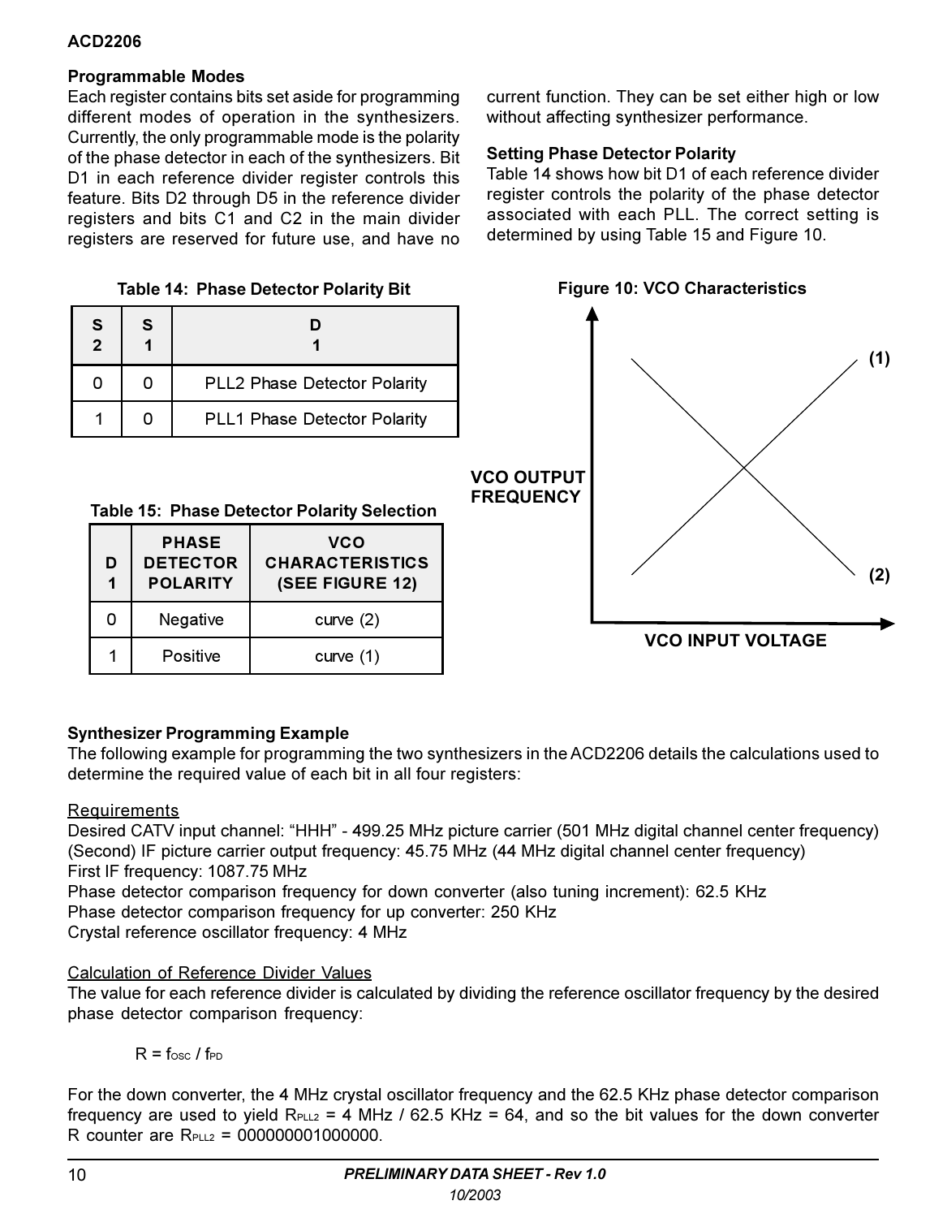### Programmable Modes

Each register contains bits set aside for programming different modes of operation in the synthesizers. Currently, the only programmable mode is the polarity of the phase detector in each of the synthesizers. Bit D1 in each reference divider register controls this feature. Bits D2 through D5 in the reference divider registers and bits C1 and C2 in the main divider registers are reserved for future use, and have no current function. They can be set either high or low without affecting synthesizer performance.

### Setting Phase Detector Polarity

Table 14 shows how bit D1 of each reference divider register controls the polarity of the phase detector associated with each PLL. The correct setting is determined by using Table 15 and Figure 10.

**Table 14: Phase Detector Polarity Bit**

| S2 | S1 | D1 |
|---|---|---|
| 0 | 0 | PLL2 Phase Detector Polarity |
| 1 | 0 | PLL1 Phase Detector Polarity |

**Table 15: Phase Detector Polarity Selection**

| D1 | PHASE DETECTOR POLARITY | VCO CHARACTERISTICS (SEE FIGURE 12) |
|---|---|---|
| 0 | Negative | curve (2) |
| 1 | Positive | curve (1) |

**Figure 10: VCO Characteristics**

(Y axis: VCO OUTPUT FREQUENCY; X axis: VCO INPUT VOLTAGE; curves (1) and (2))

### Synthesizer Programming Example

The following example for programming the two synthesizers in the ACD2206 details the calculations used to determine the required value of each bit in all four registers:

<u>Requirements</u>

Desired CATV input channel: “HHH” - 499.25 MHz picture carrier (501 MHz digital channel center frequency)
(Second) IF picture carrier output frequency: 45.75 MHz (44 MHz digital channel center frequency)
First IF frequency: 1087.75 MHz
Phase detector comparison frequency for down converter (also tuning increment): 62.5 KHz
Phase detector comparison frequency for up converter: 250 KHz
Crystal reference oscillator frequency: 4 MHz

<u>Calculation of Reference Divider Values</u>

The value for each reference divider is calculated by dividing the reference oscillator frequency by the desired phase detector comparison frequency:

$$R = f_{OSC} / f_{PD}$$

For the down converter, the 4 MHz crystal oscillator frequency and the 62.5 KHz phase detector comparison frequency are used to yield $R_{PLL2}$ = 4 MHz / 62.5 KHz = 64, and so the bit values for the down converter R counter are $R_{PLL2}$ = 000000001000000.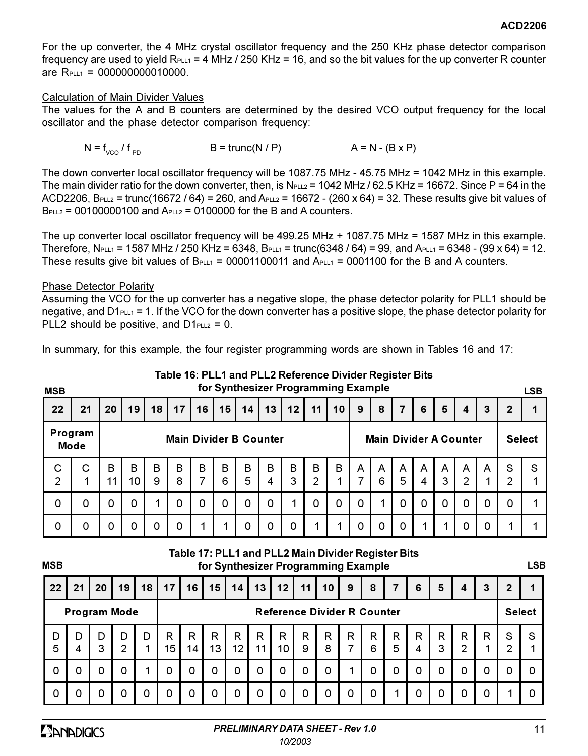For the up converter, the 4 MHz crystal oscillator frequency and the 250 KHz phase detector comparison frequency are used to yield $R_{PLL1}$ = 4 MHz / 250 KHz = 16, and so the bit values for the up converter R counter are $R_{PLL1}$ = 000000000010000.

Calculation of Main Divider Values

The values for the A and B counters are determined by the desired VCO output frequency for the local oscillator and the phase detector comparison frequency:

$$N = f_{VCO} / f_{PD} \qquad B = \text{trunc}(N / P) \qquad A = N - (B \times P)$$

The down converter local oscillator frequency will be 1087.75 MHz - 45.75 MHz = 1042 MHz in this example. The main divider ratio for the down converter, then, is $N_{PLL2}$ = 1042 MHz / 62.5 KHz = 16672. Since P = 64 in the ACD2206, $B_{PLL2}$ = trunc(16672 / 64) = 260, and $A_{PLL2}$ = 16672 - (260 x 64) = 32. These results give bit values of $B_{PLL2}$ = 00100000100 and $A_{PLL2}$ = 0100000 for the B and A counters.

The up converter local oscillator frequency will be 499.25 MHz + 1087.75 MHz = 1587 MHz in this example. Therefore, $N_{PLL1}$ = 1587 MHz / 250 KHz = 6348, $B_{PLL1}$ = trunc(6348 / 64) = 99, and $A_{PLL1}$ = 6348 - (99 x 64) = 12. These results give bit values of $B_{PLL1}$ = 00001100011 and $A_{PLL1}$ = 0001100 for the B and A counters.

Phase Detector Polarity

Assuming the VCO for the up converter has a negative slope, the phase detector polarity for PLL1 should be negative, and $D1_{PLL1}$ = 1. If the VCO for the down converter has a positive slope, the phase detector polarity for PLL2 should be positive, and $D1_{PLL2}$ = 0.

In summary, for this example, the four register programming words are shown in Tables 16 and 17:

**Table 16: PLL1 and PLL2 Reference Divider Register Bits for Synthesizer Programming Example**

| MSB 22 | 21 | 20 | 19 | 18 | 17 | 16 | 15 | 14 | 13 | 12 | 11 | 10 | 9 | 8 | 7 | 6 | 5 | 4 | 3 | 2 | 1 LSB |
|---|---|---|---|---|---|---|---|---|---|---|---|---|---|---|---|---|---|---|---|---|---|
| Program Mode | | Main Divider B Counter | | | | | | | | | | | Main Divider A Counter | | | | | | | Select | |
| C2 | C1 | B11 | B10 | B9 | B8 | B7 | B6 | B5 | B4 | B3 | B2 | B1 | A7 | A6 | A5 | A4 | A3 | A2 | A1 | S2 | S1 |
| 0 | 0 | 0 | 0 | 1 | 0 | 0 | 0 | 0 | 0 | 1 | 0 | 0 | 0 | 1 | 0 | 0 | 0 | 0 | 0 | 0 | 1 |
| 0 | 0 | 0 | 0 | 0 | 0 | 1 | 1 | 0 | 0 | 0 | 1 | 1 | 0 | 0 | 0 | 1 | 1 | 0 | 0 | 1 | 1 |

**Table 17: PLL1 and PLL2 Main Divider Register Bits for Synthesizer Programming Example**

| MSB 22 | 21 | 20 | 19 | 18 | 17 | 16 | 15 | 14 | 13 | 12 | 11 | 10 | 9 | 8 | 7 | 6 | 5 | 4 | 3 | 2 | 1 LSB |
|---|---|---|---|---|---|---|---|---|---|---|---|---|---|---|---|---|---|---|---|---|---|
| Program Mode | | | | | Reference Divider R Counter | | | | | | | | | | | | | | | Select | |
| D5 | D4 | D3 | D2 | D1 | R15 | R14 | R13 | R12 | R11 | R10 | R9 | R8 | R7 | R6 | R5 | R4 | R3 | R2 | R1 | S2 | S1 |
| 0 | 0 | 0 | 0 | 1 | 0 | 0 | 0 | 0 | 0 | 0 | 0 | 0 | 1 | 0 | 0 | 0 | 0 | 0 | 0 | 0 | 0 |
| 0 | 0 | 0 | 0 | 0 | 0 | 0 | 0 | 0 | 0 | 0 | 0 | 0 | 0 | 0 | 1 | 0 | 0 | 0 | 0 | 1 | 0 |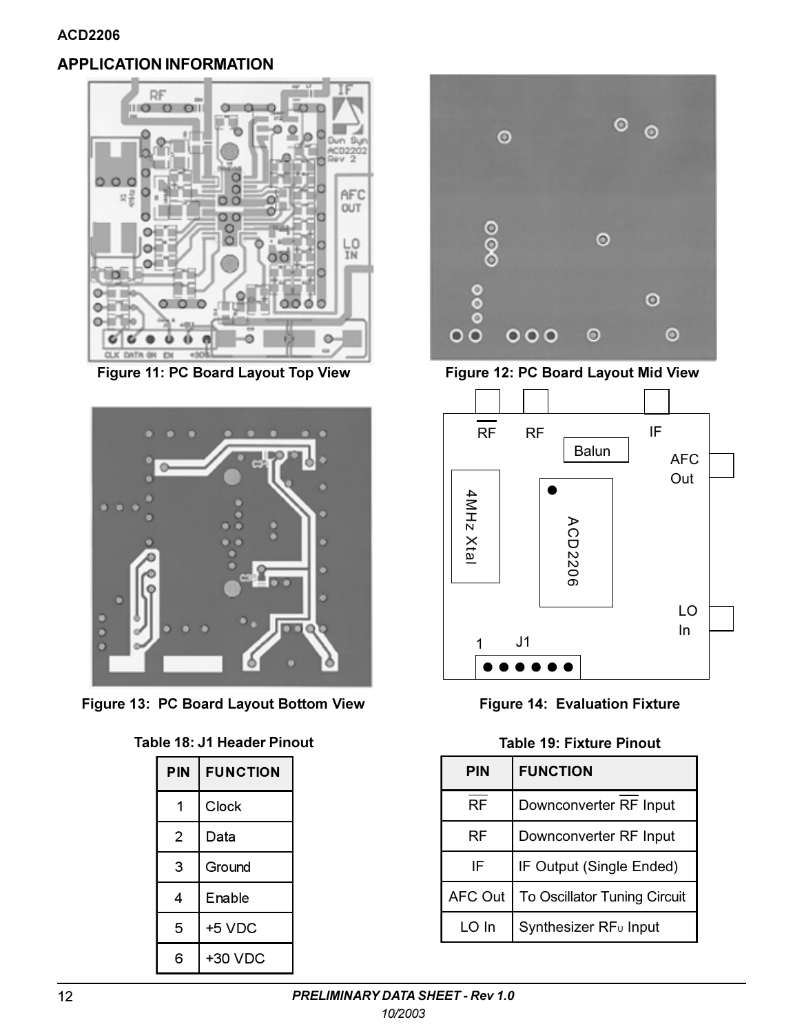## APPLICATION INFORMATION

Figure 11: PC Board Layout Top View

Figure 12: PC Board Layout Mid View

Figure 13: PC Board Layout Bottom View

Figure 14: Evaluation Fixture

**Table 18: J1 Header Pinout**

| PIN | FUNCTION |
|---|---|
| 1 | Clock |
| 2 | Data |
| 3 | Ground |
| 4 | Enable |
| 5 | +5 VDC |
| 6 | +30 VDC |

**Table 19: Fixture Pinout**

| PIN | FUNCTION |
|---|---|
| $\overline{RF}$ | Downconverter $\overline{RF}$ Input |
| RF | Downconverter RF Input |
| IF | IF Output (Single Ended) |
| AFC Out | To Oscillator Tuning Circuit |
| LO In | Synthesizer $RF_U$ Input |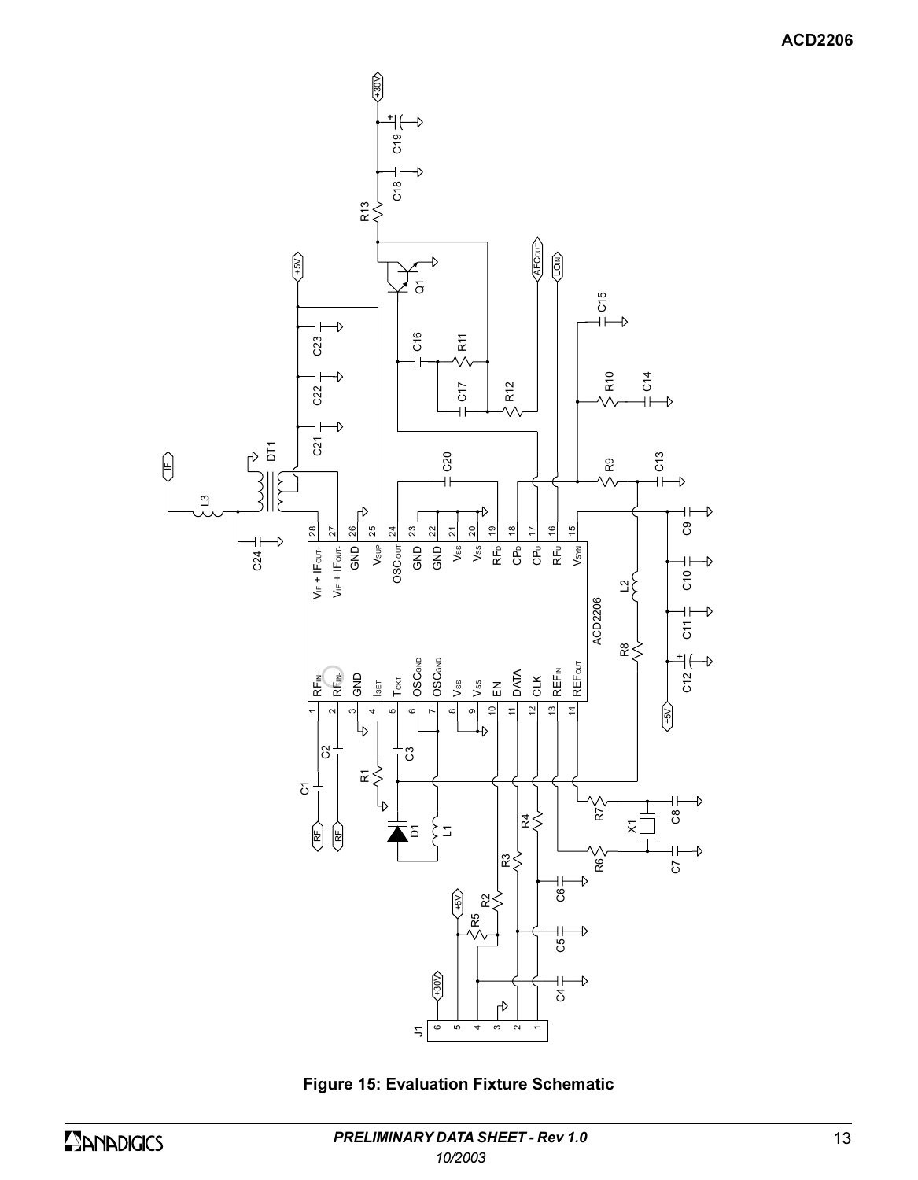**Figure 15: Evaluation Fixture Schematic**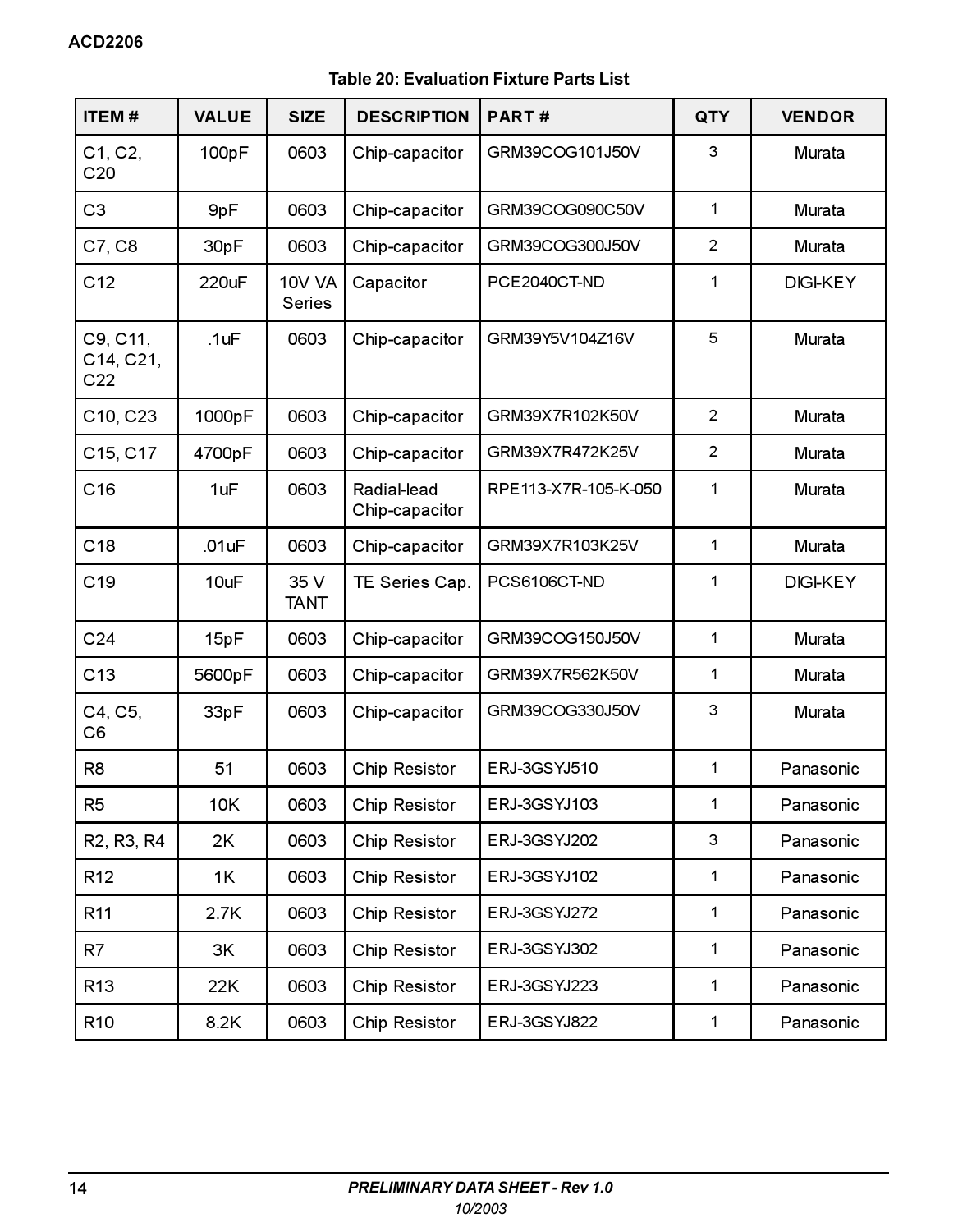**Table 20: Evaluation Fixture Parts List**

| ITEM # | VALUE | SIZE | DESCRIPTION | PART # | QTY | VENDOR |
|---|---|---|---|---|---|---|
| C1, C2, C20 | 100pF | 0603 | Chip-capacitor | GRM39COG101J50V | 3 | Murata |
| C3 | 9pF | 0603 | Chip-capacitor | GRM39COG090C50V | 1 | Murata |
| C7, C8 | 30pF | 0603 | Chip-capacitor | GRM39COG300J50V | 2 | Murata |
| C12 | 220uF | 10V VA Series | Capacitor | PCE2040CT-ND | 1 | DIGI-KEY |
| C9, C11, C14, C21, C22 | .1uF | 0603 | Chip-capacitor | GRM39Y5V104Z16V | 5 | Murata |
| C10, C23 | 1000pF | 0603 | Chip-capacitor | GRM39X7R102K50V | 2 | Murata |
| C15, C17 | 4700pF | 0603 | Chip-capacitor | GRM39X7R472K25V | 2 | Murata |
| C16 | 1uF | 0603 | Radial-lead Chip-capacitor | RPE113-X7R-105-K-050 | 1 | Murata |
| C18 | .01uF | 0603 | Chip-capacitor | GRM39X7R103K25V | 1 | Murata |
| C19 | 10uF | 35 V TANT | TE Series Cap. | PCS6106CT-ND | 1 | DIGI-KEY |
| C24 | 15pF | 0603 | Chip-capacitor | GRM39COG150J50V | 1 | Murata |
| C13 | 5600pF | 0603 | Chip-capacitor | GRM39X7R562K50V | 1 | Murata |
| C4, C5, C6 | 33pF | 0603 | Chip-capacitor | GRM39COG330J50V | 3 | Murata |
| R8 | 51 | 0603 | Chip Resistor | ERJ-3GSYJ510 | 1 | Panasonic |
| R5 | 10K | 0603 | Chip Resistor | ERJ-3GSYJ103 | 1 | Panasonic |
| R2, R3, R4 | 2K | 0603 | Chip Resistor | ERJ-3GSYJ202 | 3 | Panasonic |
| R12 | 1K | 0603 | Chip Resistor | ERJ-3GSYJ102 | 1 | Panasonic |
| R11 | 2.7K | 0603 | Chip Resistor | ERJ-3GSYJ272 | 1 | Panasonic |
| R7 | 3K | 0603 | Chip Resistor | ERJ-3GSYJ302 | 1 | Panasonic |
| R13 | 22K | 0603 | Chip Resistor | ERJ-3GSYJ223 | 1 | Panasonic |
| R10 | 8.2K | 0603 | Chip Resistor | ERJ-3GSYJ822 | 1 | Panasonic |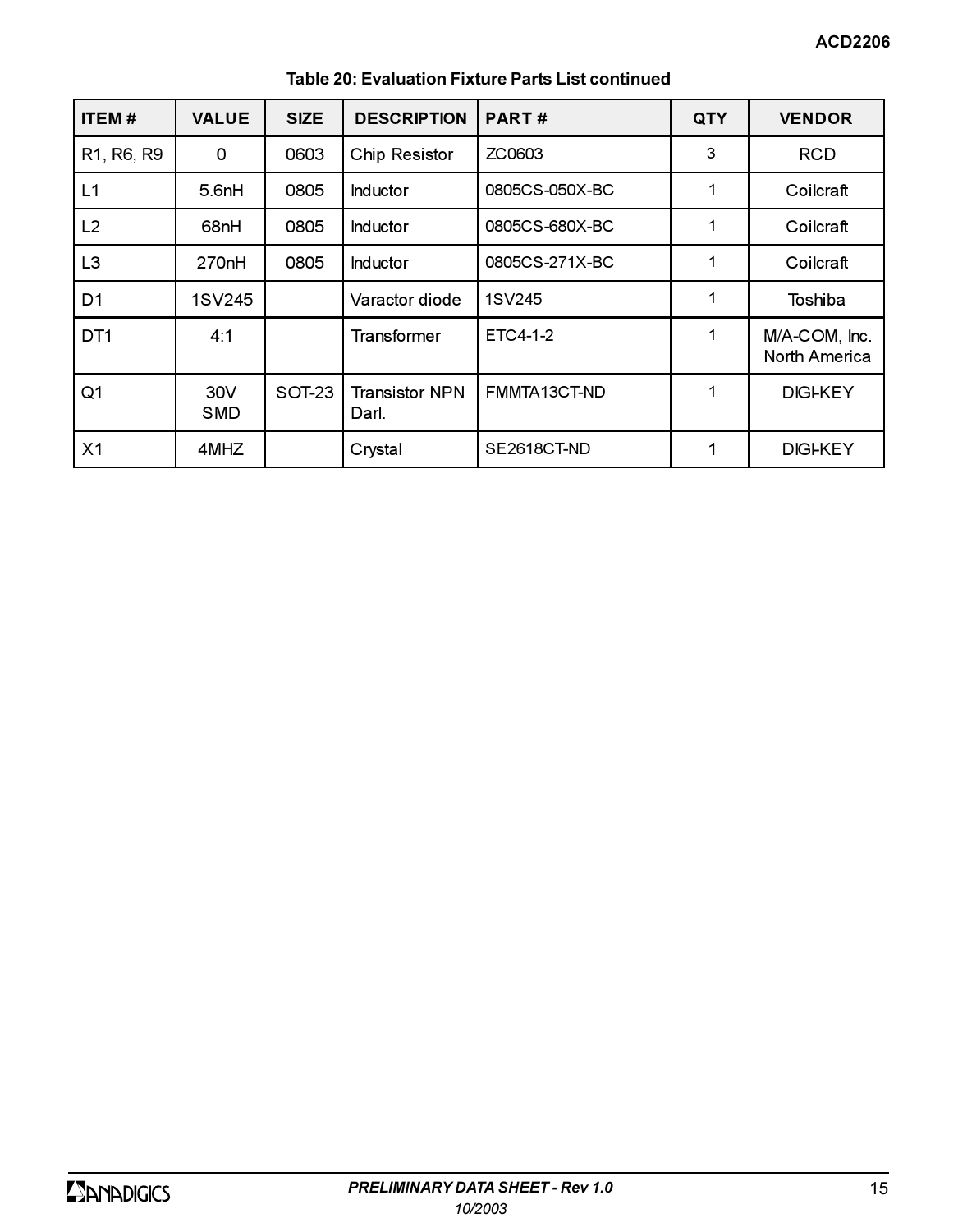**Table 20: Evaluation Fixture Parts List continued**

| ITEM # | VALUE | SIZE | DESCRIPTION | PART # | QTY | VENDOR |
|---|---|---|---|---|---|---|
| R1, R6, R9 | 0 | 0603 | Chip Resistor | ZC0603 | 3 | RCD |
| L1 | 5.6nH | 0805 | Inductor | 0805CS-050X-BC | 1 | Coilcraft |
| L2 | 68nH | 0805 | Inductor | 0805CS-680X-BC | 1 | Coilcraft |
| L3 | 270nH | 0805 | Inductor | 0805CS-271X-BC | 1 | Coilcraft |
| D1 | 1SV245 | | Varactor diode | 1SV245 | 1 | Toshiba |
| DT1 | 4:1 | | Transformer | ETC4-1-2 | 1 | M/A-COM, Inc. North America |
| Q1 | 30V SMD | SOT-23 | Transistor NPN Darl. | FMMTA13CT-ND | 1 | DIGI-KEY |
| X1 | 4MHZ | | Crystal | SE2618CT-ND | 1 | DIGI-KEY |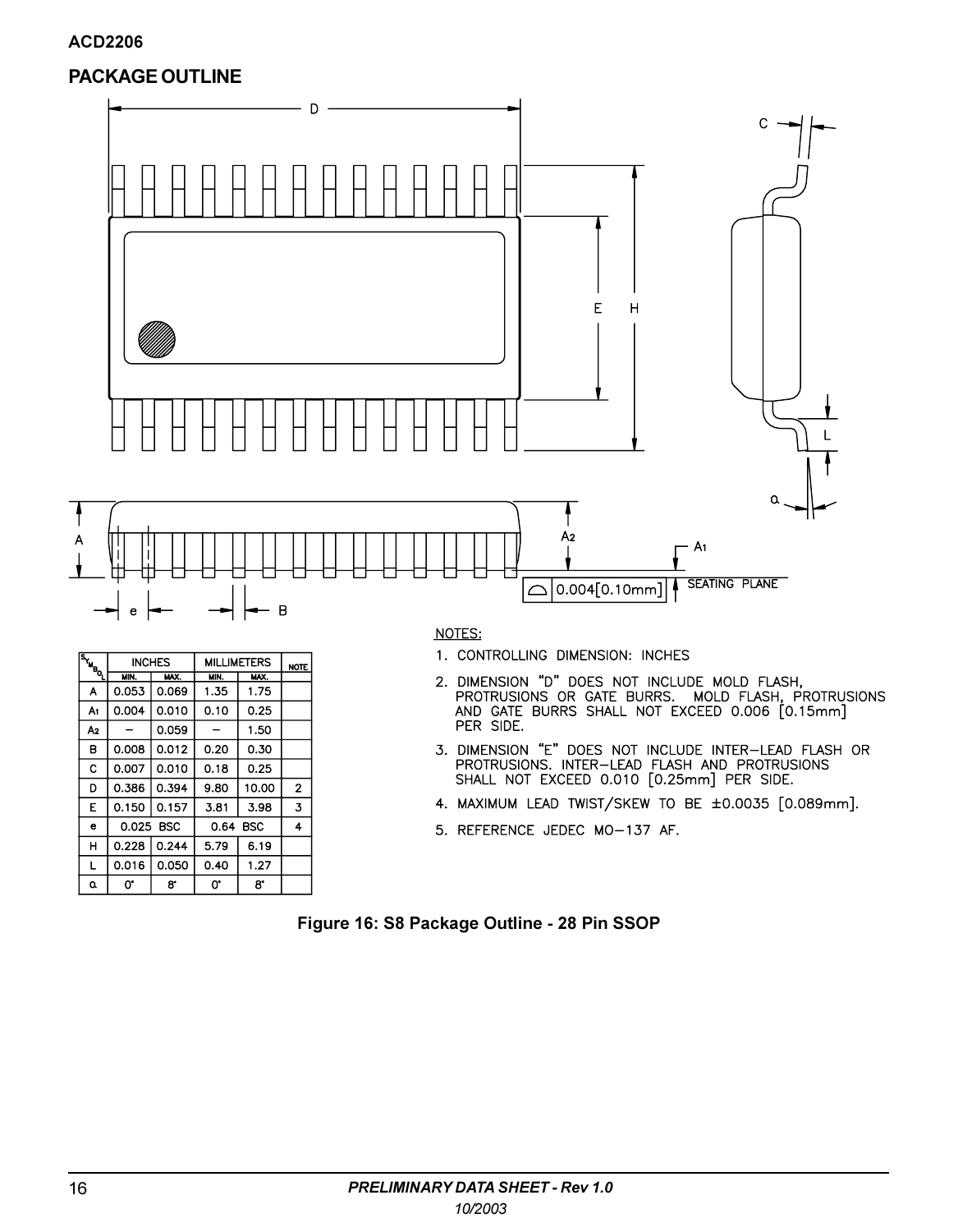## PACKAGE OUTLINE

| SYMBOL | INCHES | | MILLIMETERS | | NOTE |
|---|---|---|---|---|---|
| | MIN. | MAX. | MIN. | MAX. | |
| A | 0.053 | 0.069 | 1.35 | 1.75 | |
| $A_1$ | 0.004 | 0.010 | 0.10 | 0.25 | |
| $A_2$ | – | 0.059 | – | 1.50 | |
| B | 0.008 | 0.012 | 0.20 | 0.30 | |
| C | 0.007 | 0.010 | 0.18 | 0.25 | |
| D | 0.386 | 0.394 | 9.80 | 10.00 | 2 |
| E | 0.150 | 0.157 | 3.81 | 3.98 | 3 |
| e | 0.025 BSC | | 0.64 BSC | | 4 |
| H | 0.228 | 0.244 | 5.79 | 6.19 | |
| L | 0.016 | 0.050 | 0.40 | 1.27 | |
| α | 0° | 8° | 0° | 8° | |

NOTES:

1. CONTROLLING DIMENSION: INCHES
2. DIMENSION "D" DOES NOT INCLUDE MOLD FLASH, PROTRUSIONS OR GATE BURRS. MOLD FLASH, PROTRUSIONS AND GATE BURRS SHALL NOT EXCEED 0.006 [0.15mm] PER SIDE.
3. DIMENSION "E" DOES NOT INCLUDE INTER-LEAD FLASH OR PROTRUSIONS. INTER-LEAD FLASH AND PROTRUSIONS SHALL NOT EXCEED 0.010 [0.25mm] PER SIDE.
4. MAXIMUM LEAD TWIST/SKEW TO BE ±0.0035 [0.089mm].
5. REFERENCE JEDEC MO-137 AF.

**Figure 16: S8 Package Outline - 28 Pin SSOP**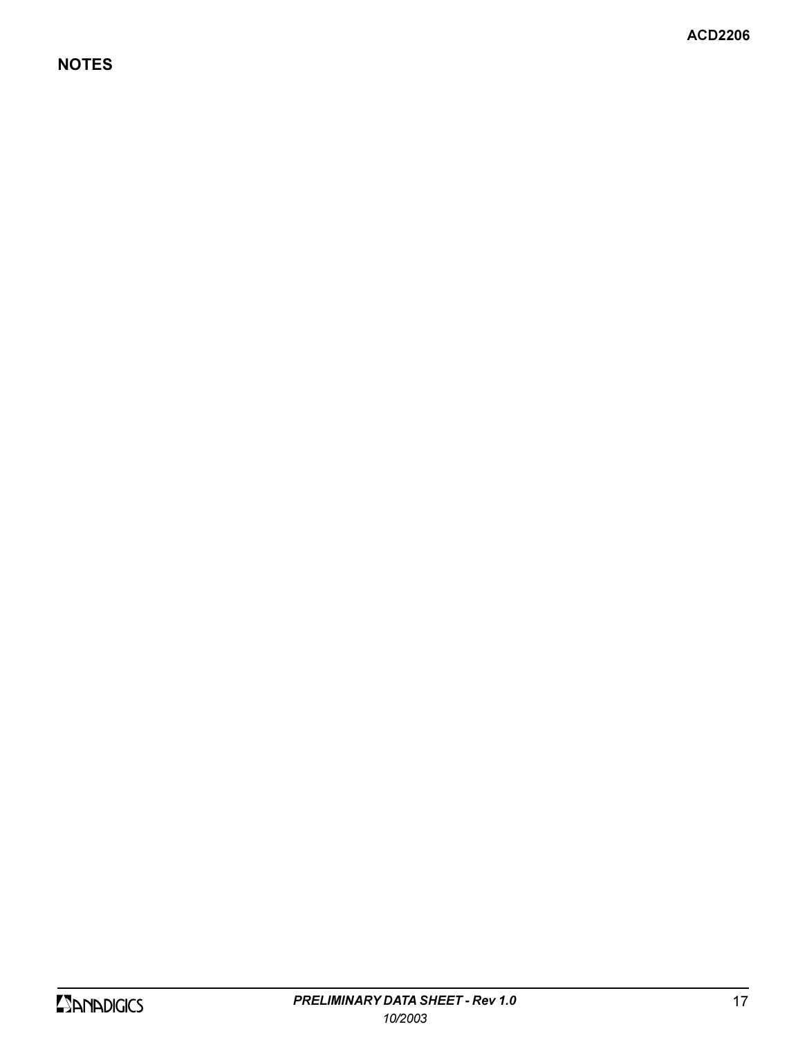## NOTES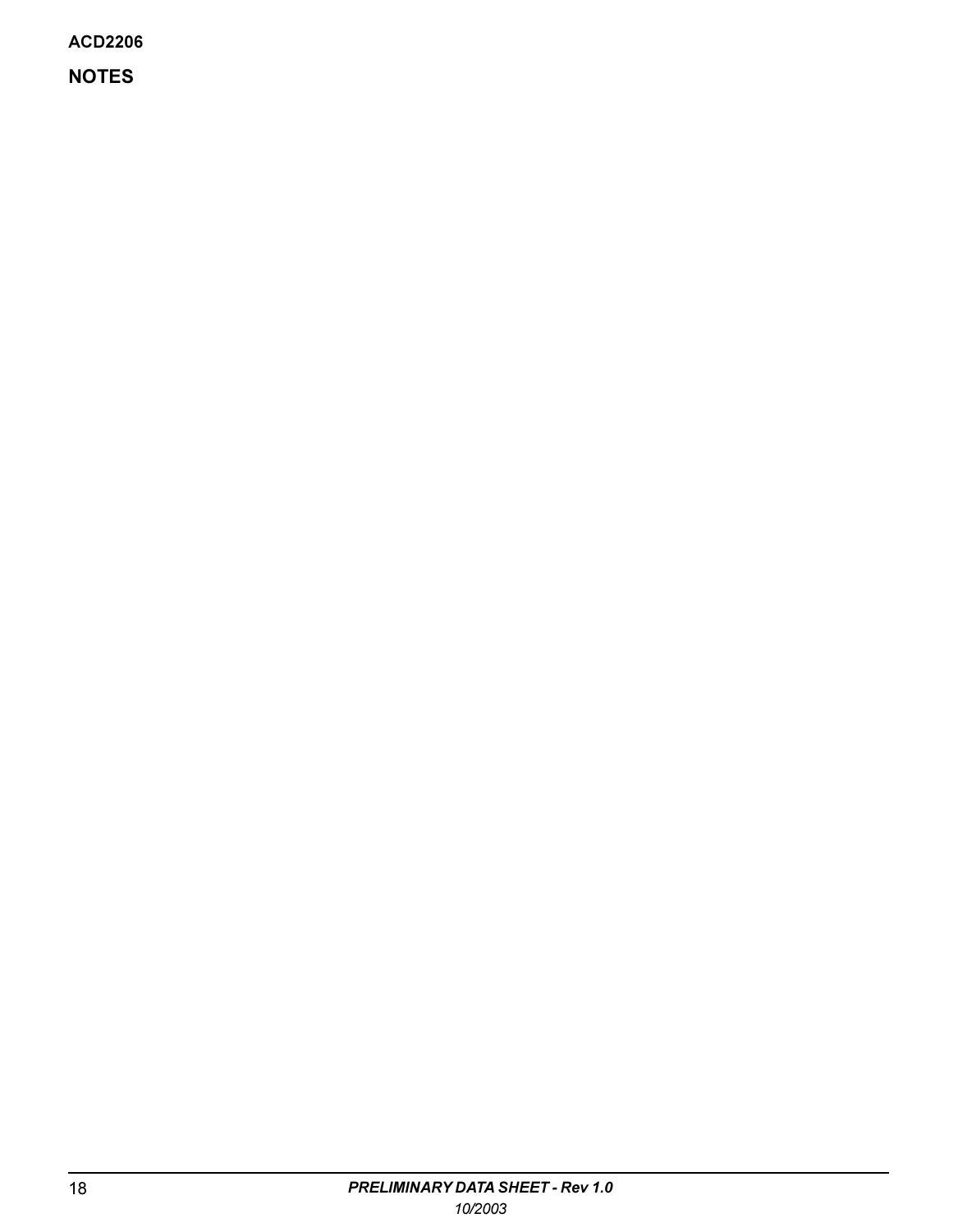## NOTES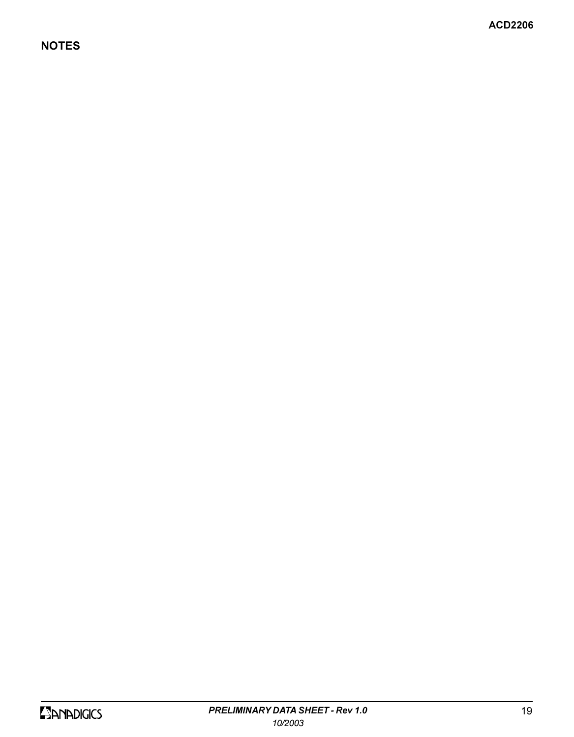## NOTES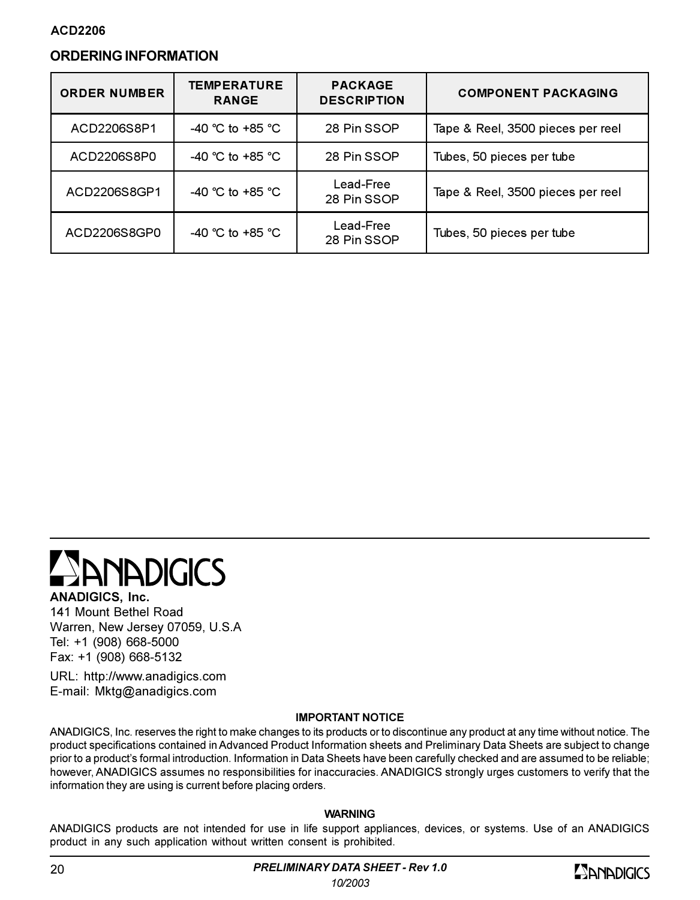## ORDERING INFORMATION

| ORDER NUMBER | TEMPERATURE RANGE | PACKAGE DESCRIPTION | COMPONENT PACKAGING |
|---|---|---|---|
| ACD2206S8P1 | -40 °C to +85 °C | 28 Pin SSOP | Tape & Reel, 3500 pieces per reel |
| ACD2206S8P0 | -40 °C to +85 °C | 28 Pin SSOP | Tubes, 50 pieces per tube |
| ACD2206S8GP1 | -40 °C to +85 °C | Lead-Free 28 Pin SSOP | Tape & Reel, 3500 pieces per reel |
| ACD2206S8GP0 | -40 °C to +85 °C | Lead-Free 28 Pin SSOP | Tubes, 50 pieces per tube |

**ANADIGICS, Inc.**
141 Mount Bethel Road
Warren, New Jersey 07059, U.S.A
Tel: +1 (908) 668-5000
Fax: +1 (908) 668-5132

URL: http://www.anadigics.com
E-mail: Mktg@anadigics.com

**IMPORTANT NOTICE**

ANADIGICS, Inc. reserves the right to make changes to its products or to discontinue any product at any time without notice. The product specifications contained in Advanced Product Information sheets and Preliminary Data Sheets are subject to change prior to a product's formal introduction. Information in Data Sheets have been carefully checked and are assumed to be reliable; however, ANADIGICS assumes no responsibilities for inaccuracies. ANADIGICS strongly urges customers to verify that the information they are using is current before placing orders.

**WARNING**

ANADIGICS products are not intended for use in life support appliances, devices, or systems. Use of an ANADIGICS product in any such application without written consent is prohibited.